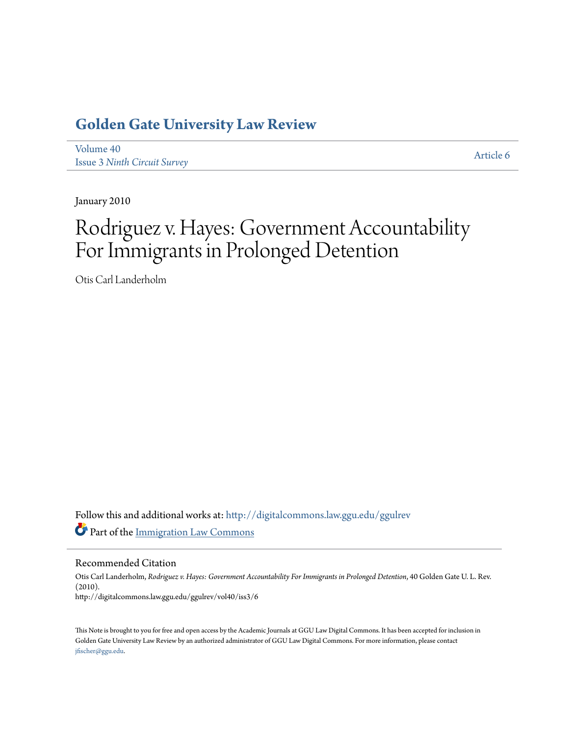# Golden Gate University Law Review

Volume 40
Issue 3 *Ninth Circuit Survey*

Article 6

January 2010

# Rodriguez v. Hayes: Government Accountability For Immigrants in Prolonged Detention

Otis Carl Landerholm

Follow this and additional works at: http://digitalcommons.law.ggu.edu/ggulrev

Part of the Immigration Law Commons

## Recommended Citation

Otis Carl Landerholm, *Rodriguez v. Hayes: Government Accountability For Immigrants in Prolonged Detention*, 40 Golden Gate U. L. Rev. (2010).
http://digitalcommons.law.ggu.edu/ggulrev/vol40/iss3/6

This Note is brought to you for free and open access by the Academic Journals at GGU Law Digital Commons. It has been accepted for inclusion in Golden Gate University Law Review by an authorized administrator of GGU Law Digital Commons. For more information, please contact jfischer@ggu.edu.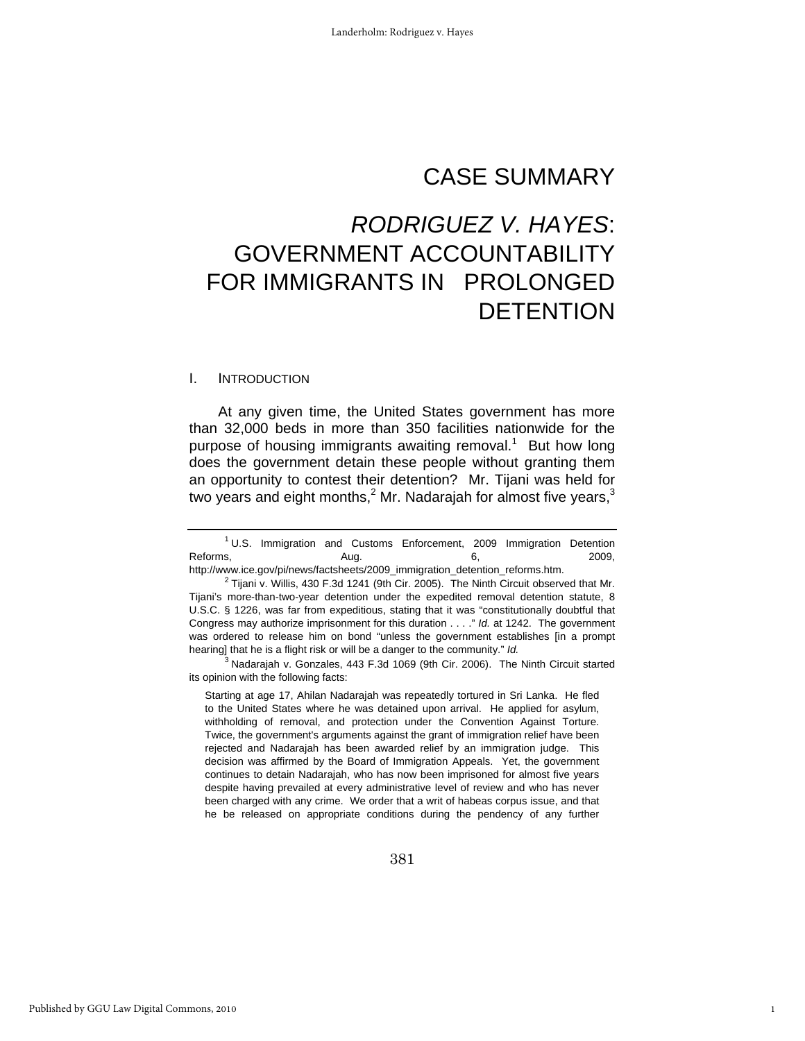# CASE SUMMARY

# *RODRIGUEZ V. HAYES*: GOVERNMENT ACCOUNTABILITY FOR IMMIGRANTS IN PROLONGED DETENTION

## I. INTRODUCTION

At any given time, the United States government has more than 32,000 beds in more than 350 facilities nationwide for the purpose of housing immigrants awaiting removal.[1] But how long does the government detain these people without granting them an opportunity to contest their detention? Mr. Tijani was held for two years and eight months,[2] Mr. Nadarajah for almost five years,[3]

---

[1] U.S. Immigration and Customs Enforcement, 2009 Immigration Detention Reforms, Aug. 6, 2009, http://www.ice.gov/pi/news/factsheets/2009_immigration_detention_reforms.htm.

[2] Tijani v. Willis, 430 F.3d 1241 (9th Cir. 2005). The Ninth Circuit observed that Mr. Tijani's more-than-two-year detention under the expedited removal detention statute, 8 U.S.C. § 1226, was far from expeditious, stating that it was "constitutionally doubtful that Congress may authorize imprisonment for this duration . . . ." *Id.* at 1242. The government was ordered to release him on bond "unless the government establishes [in a prompt hearing] that he is a flight risk or will be a danger to the community." *Id.*

[3] Nadarajah v. Gonzales, 443 F.3d 1069 (9th Cir. 2006). The Ninth Circuit started its opinion with the following facts:

> Starting at age 17, Ahilan Nadarajah was repeatedly tortured in Sri Lanka. He fled to the United States where he was detained upon arrival. He applied for asylum, withholding of removal, and protection under the Convention Against Torture. Twice, the government's arguments against the grant of immigration relief have been rejected and Nadarajah has been awarded relief by an immigration judge. This decision was affirmed by the Board of Immigration Appeals. Yet, the government continues to detain Nadarajah, who has now been imprisoned for almost five years despite having prevailed at every administrative level of review and who has never been charged with any crime. We order that a writ of habeas corpus issue, and that he be released on appropriate conditions during the pendency of any further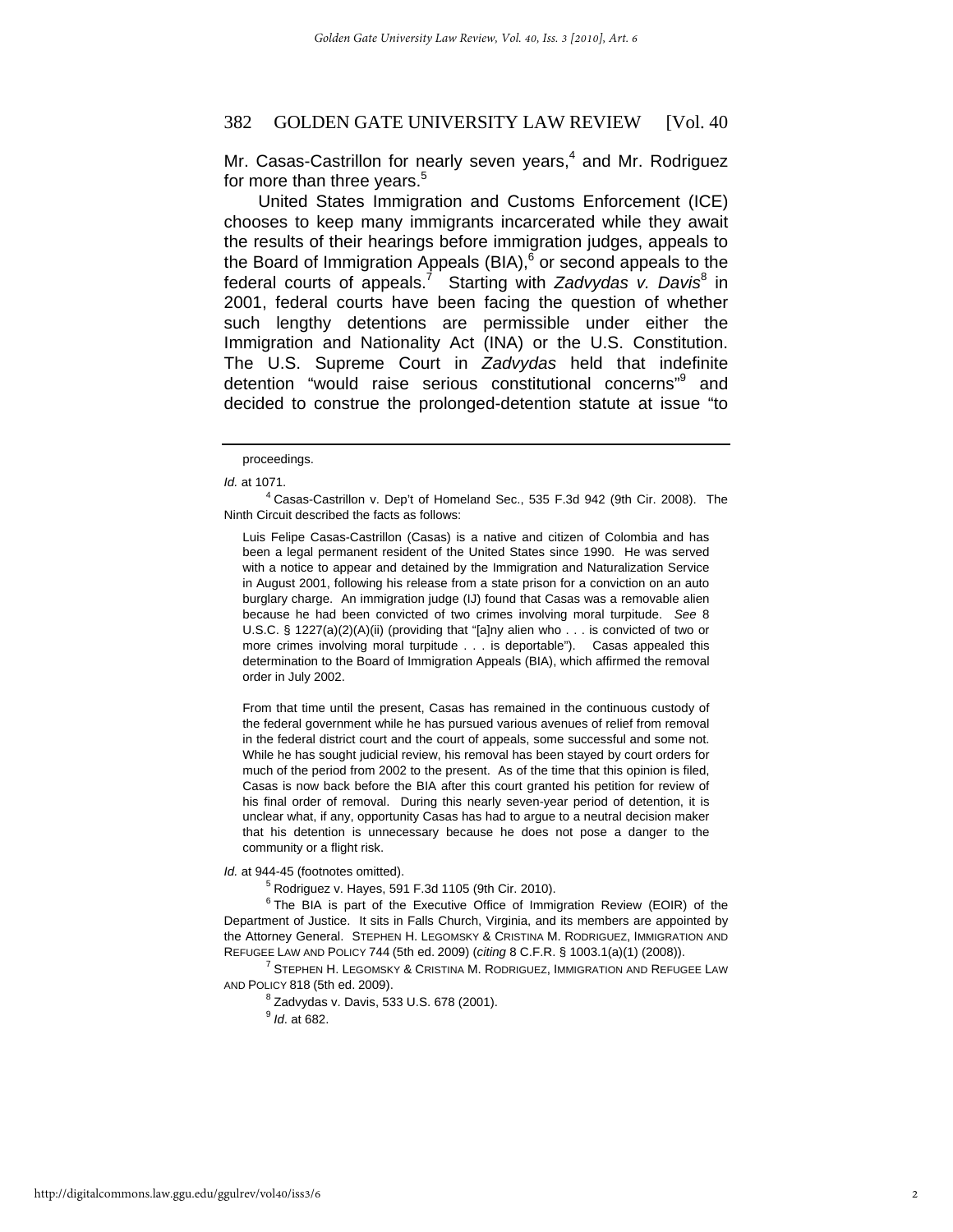Mr. Casas-Castrillon for nearly seven years,[4] and Mr. Rodriguez for more than three years.[5]

United States Immigration and Customs Enforcement (ICE) chooses to keep many immigrants incarcerated while they await the results of their hearings before immigration judges, appeals to the Board of Immigration Appeals (BIA),[6] or second appeals to the federal courts of appeals.[7] Starting with *Zadvydas v. Davis*[8] in 2001, federal courts have been facing the question of whether such lengthy detentions are permissible under either the Immigration and Nationality Act (INA) or the U.S. Constitution. The U.S. Supreme Court in *Zadvydas* held that indefinite detention "would raise serious constitutional concerns"[9] and decided to construe the prolonged-detention statute at issue "to

---

proceedings.

*Id.* at 1071.

[4] Casas-Castrillon v. Dep't of Homeland Sec., 535 F.3d 942 (9th Cir. 2008). The Ninth Circuit described the facts as follows:

> Luis Felipe Casas-Castrillon (Casas) is a native and citizen of Colombia and has been a legal permanent resident of the United States since 1990. He was served with a notice to appear and detained by the Immigration and Naturalization Service in August 2001, following his release from a state prison for a conviction on an auto burglary charge. An immigration judge (IJ) found that Casas was a removable alien because he had been convicted of two crimes involving moral turpitude. *See* 8 U.S.C. § 1227(a)(2)(A)(ii) (providing that "[a]ny alien who . . . is convicted of two or more crimes involving moral turpitude . . . is deportable"). Casas appealed this determination to the Board of Immigration Appeals (BIA), which affirmed the removal order in July 2002.
>
> From that time until the present, Casas has remained in the continuous custody of the federal government while he has pursued various avenues of relief from removal in the federal district court and the court of appeals, some successful and some not. While he has sought judicial review, his removal has been stayed by court orders for much of the period from 2002 to the present. As of the time that this opinion is filed, Casas is now back before the BIA after this court granted his petition for review of his final order of removal. During this nearly seven-year period of detention, it is unclear what, if any, opportunity Casas has had to argue to a neutral decision maker that his detention is unnecessary because he does not pose a danger to the community or a flight risk.

*Id.* at 944-45 (footnotes omitted).

[5] Rodriguez v. Hayes, 591 F.3d 1105 (9th Cir. 2010).

[6] The BIA is part of the Executive Office of Immigration Review (EOIR) of the Department of Justice. It sits in Falls Church, Virginia, and its members are appointed by the Attorney General. STEPHEN H. LEGOMSKY & CRISTINA M. RODRIGUEZ, IMMIGRATION AND REFUGEE LAW AND POLICY 744 (5th ed. 2009) (*citing* 8 C.F.R. § 1003.1(a)(1) (2008)).

[7] STEPHEN H. LEGOMSKY & CRISTINA M. RODRIGUEZ, IMMIGRATION AND REFUGEE LAW AND POLICY 818 (5th ed. 2009).

[8] Zadvydas v. Davis, 533 U.S. 678 (2001).

[9] *Id.* at 682.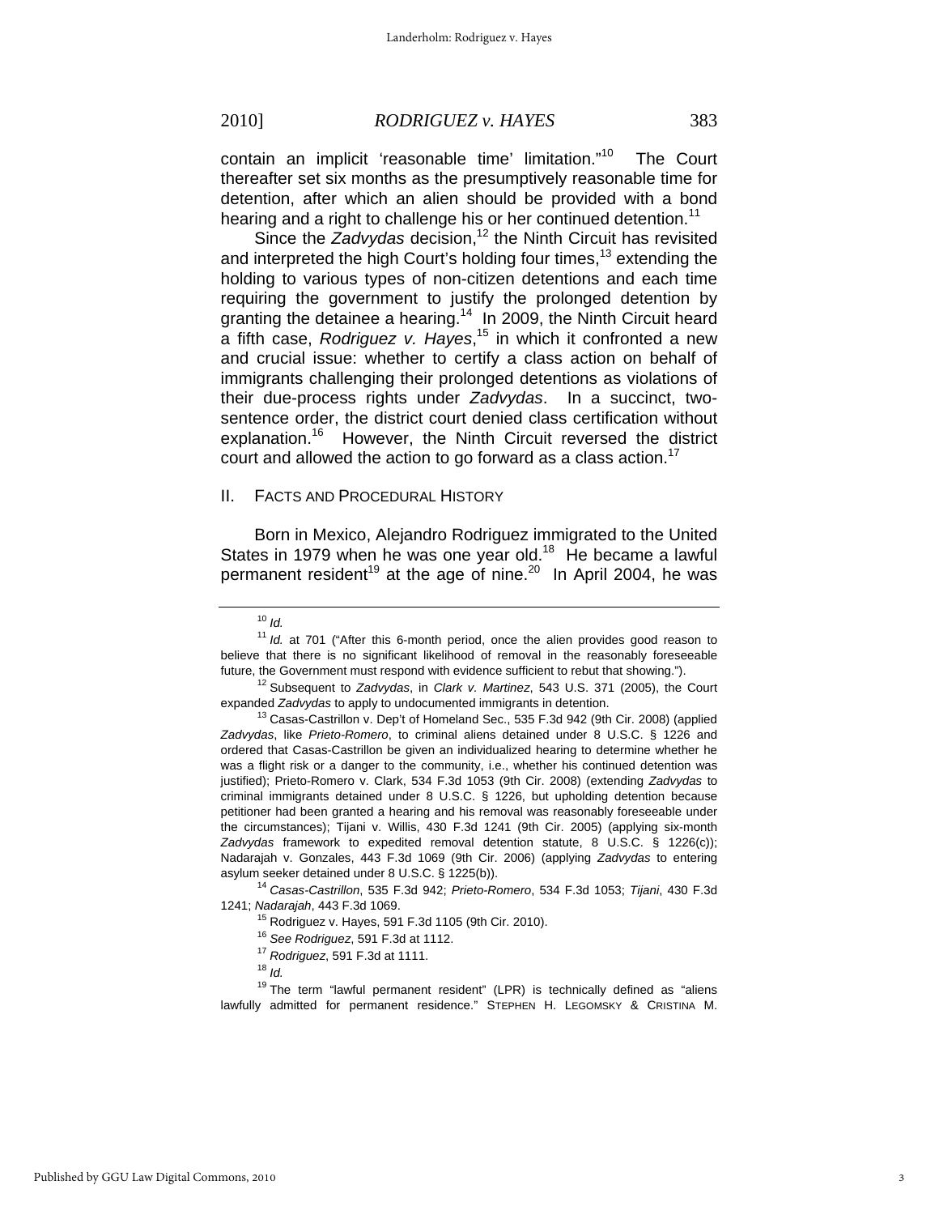contain an implicit 'reasonable time' limitation."[10] The Court thereafter set six months as the presumptively reasonable time for detention, after which an alien should be provided with a bond hearing and a right to challenge his or her continued detention.[11]

Since the *Zadvydas* decision,[12] the Ninth Circuit has revisited and interpreted the high Court's holding four times,[13] extending the holding to various types of non-citizen detentions and each time requiring the government to justify the prolonged detention by granting the detainee a hearing.[14] In 2009, the Ninth Circuit heard a fifth case, *Rodriguez v. Hayes*,[15] in which it confronted a new and crucial issue: whether to certify a class action on behalf of immigrants challenging their prolonged detentions as violations of their due-process rights under *Zadvydas*. In a succinct, two-sentence order, the district court denied class certification without explanation.[16] However, the Ninth Circuit reversed the district court and allowed the action to go forward as a class action.[17]

## II. FACTS AND PROCEDURAL HISTORY

Born in Mexico, Alejandro Rodriguez immigrated to the United States in 1979 when he was one year old.[18] He became a lawful permanent resident[19] at the age of nine.[20] In April 2004, he was

---

[10] *Id.*

[11] *Id.* at 701 ("After this 6-month period, once the alien provides good reason to believe that there is no significant likelihood of removal in the reasonably foreseeable future, the Government must respond with evidence sufficient to rebut that showing.").

[12] Subsequent to *Zadvydas*, in *Clark v. Martinez*, 543 U.S. 371 (2005), the Court expanded *Zadvydas* to apply to undocumented immigrants in detention.

[13] Casas-Castrillon v. Dep't of Homeland Sec., 535 F.3d 942 (9th Cir. 2008) (applied *Zadvydas*, like *Prieto-Romero*, to criminal aliens detained under 8 U.S.C. § 1226 and ordered that Casas-Castrillon be given an individualized hearing to determine whether he was a flight risk or a danger to the community, i.e., whether his continued detention was justified); Prieto-Romero v. Clark, 534 F.3d 1053 (9th Cir. 2008) (extending *Zadvydas* to criminal immigrants detained under 8 U.S.C. § 1226, but upholding detention because petitioner had been granted a hearing and his removal was reasonably foreseeable under the circumstances); Tijani v. Willis, 430 F.3d 1241 (9th Cir. 2005) (applying six-month *Zadvydas* framework to expedited removal detention statute, 8 U.S.C. § 1226(c)); Nadarajah v. Gonzales, 443 F.3d 1069 (9th Cir. 2006) (applying *Zadvydas* to entering asylum seeker detained under 8 U.S.C. § 1225(b)).

[14] *Casas-Castrillon*, 535 F.3d 942; *Prieto-Romero*, 534 F.3d 1053; *Tijani*, 430 F.3d 1241; *Nadarajah*, 443 F.3d 1069.

[15] Rodriguez v. Hayes, 591 F.3d 1105 (9th Cir. 2010).

[16] *See Rodriguez*, 591 F.3d at 1112.

[17] *Rodriguez*, 591 F.3d at 1111.

[18] *Id.*

[19] The term "lawful permanent resident" (LPR) is technically defined as "aliens lawfully admitted for permanent residence." STEPHEN H. LEGOMSKY & CRISTINA M.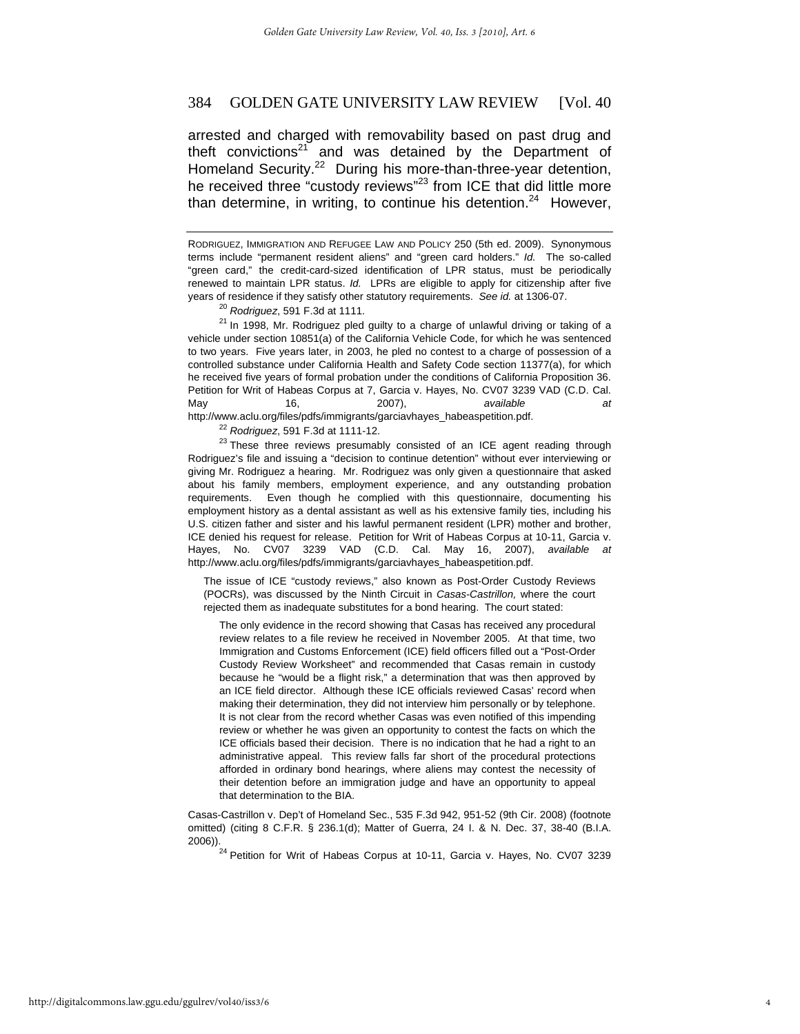arrested and charged with removability based on past drug and theft convictions[21] and was detained by the Department of Homeland Security.[22] During his more-than-three-year detention, he received three "custody reviews"[23] from ICE that did little more than determine, in writing, to continue his detention.[24] However,

---

RODRIGUEZ, IMMIGRATION AND REFUGEE LAW AND POLICY 250 (5th ed. 2009). Synonymous terms include "permanent resident aliens" and "green card holders." *Id.* The so-called "green card," the credit-card-sized identification of LPR status, must be periodically renewed to maintain LPR status. *Id.* LPRs are eligible to apply for citizenship after five years of residence if they satisfy other statutory requirements. *See id.* at 1306-07.

[20] *Rodriguez*, 591 F.3d at 1111.

[21] In 1998, Mr. Rodriguez pled guilty to a charge of unlawful driving or taking of a vehicle under section 10851(a) of the California Vehicle Code, for which he was sentenced to two years. Five years later, in 2003, he pled no contest to a charge of possession of a controlled substance under California Health and Safety Code section 11377(a), for which he received five years of formal probation under the conditions of California Proposition 36. Petition for Writ of Habeas Corpus at 7, Garcia v. Hayes, No. CV07 3239 VAD (C.D. Cal. May 16, 2007), *available at* http://www.aclu.org/files/pdfs/immigrants/garciavhayes_habeaspetition.pdf.

[22] *Rodriguez*, 591 F.3d at 1111-12.

[23] These three reviews presumably consisted of an ICE agent reading through Rodriguez's file and issuing a "decision to continue detention" without ever interviewing or giving Mr. Rodriguez a hearing. Mr. Rodriguez was only given a questionnaire that asked about his family members, employment experience, and any outstanding probation requirements. Even though he complied with this questionnaire, documenting his employment history as a dental assistant as well as his extensive family ties, including his U.S. citizen father and sister and his lawful permanent resident (LPR) mother and brother, ICE denied his request for release. Petition for Writ of Habeas Corpus at 10-11, Garcia v. Hayes, No. CV07 3239 VAD (C.D. Cal. May 16, 2007), *available at* http://www.aclu.org/files/pdfs/immigrants/garciavhayes_habeaspetition.pdf.

> The issue of ICE "custody reviews," also known as Post-Order Custody Reviews (POCRs), was discussed by the Ninth Circuit in *Casas-Castrillon,* where the court rejected them as inadequate substitutes for a bond hearing. The court stated:
>
>> The only evidence in the record showing that Casas has received any procedural review relates to a file review he received in November 2005. At that time, two Immigration and Customs Enforcement (ICE) field officers filled out a "Post-Order Custody Review Worksheet" and recommended that Casas remain in custody because he "would be a flight risk," a determination that was then approved by an ICE field director. Although these ICE officials reviewed Casas' record when making their determination, they did not interview him personally or by telephone. It is not clear from the record whether Casas was even notified of this impending review or whether he was given an opportunity to contest the facts on which the ICE officials based their decision. There is no indication that he had a right to an administrative appeal. This review falls far short of the procedural protections afforded in ordinary bond hearings, where aliens may contest the necessity of their detention before an immigration judge and have an opportunity to appeal that determination to the BIA.

Casas-Castrillon v. Dep't of Homeland Sec., 535 F.3d 942, 951-52 (9th Cir. 2008) (footnote omitted) (citing 8 C.F.R. § 236.1(d); Matter of Guerra, 24 I. & N. Dec. 37, 38-40 (B.I.A. 2006)).

[24] Petition for Writ of Habeas Corpus at 10-11, Garcia v. Hayes, No. CV07 3239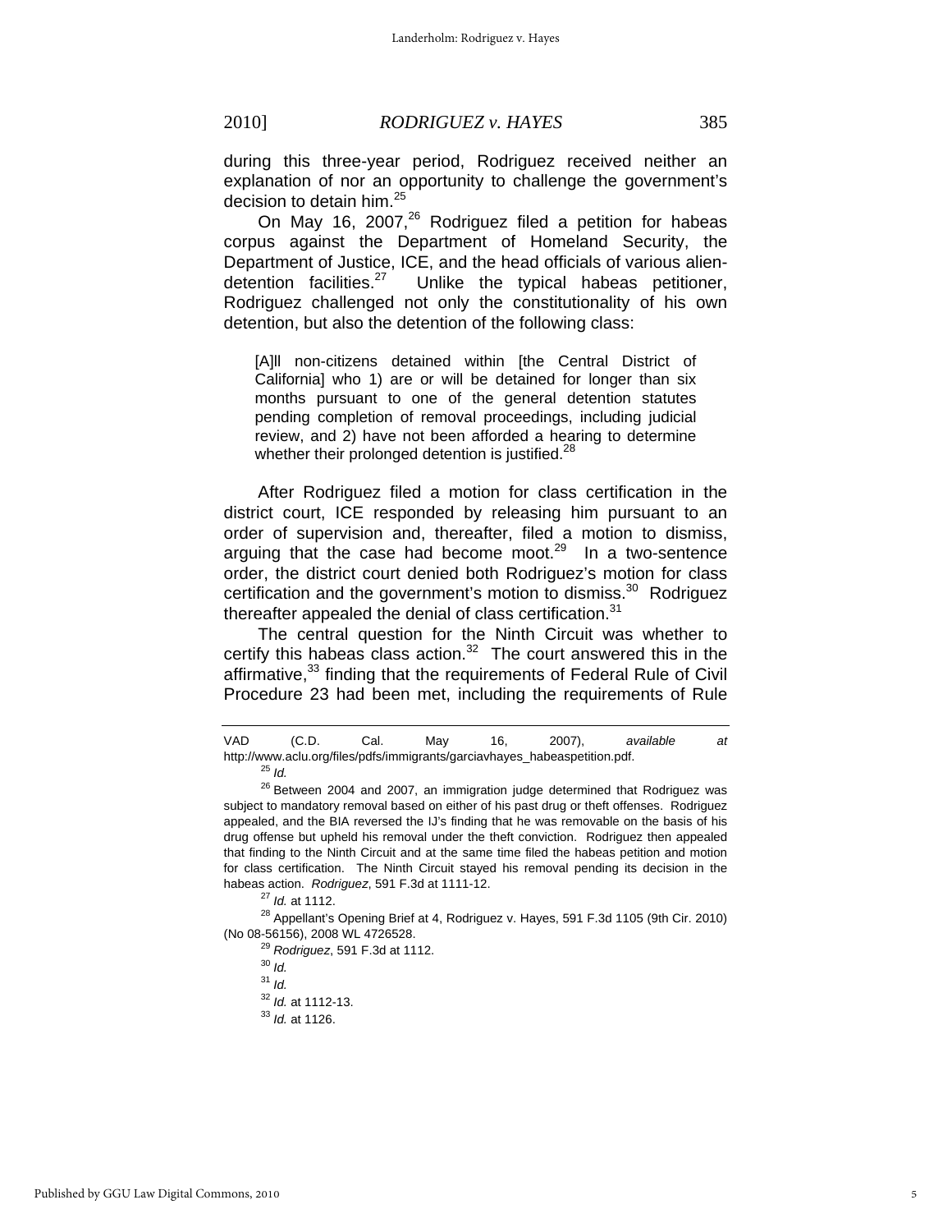during this three-year period, Rodriguez received neither an explanation of nor an opportunity to challenge the government's decision to detain him.[25]

On May 16, 2007,[26] Rodriguez filed a petition for habeas corpus against the Department of Homeland Security, the Department of Justice, ICE, and the head officials of various alien-detention facilities.[27] Unlike the typical habeas petitioner, Rodriguez challenged not only the constitutionality of his own detention, but also the detention of the following class:

> [A]ll non-citizens detained within [the Central District of California] who 1) are or will be detained for longer than six months pursuant to one of the general detention statutes pending completion of removal proceedings, including judicial review, and 2) have not been afforded a hearing to determine whether their prolonged detention is justified.[28]

After Rodriguez filed a motion for class certification in the district court, ICE responded by releasing him pursuant to an order of supervision and, thereafter, filed a motion to dismiss, arguing that the case had become moot.[29] In a two-sentence order, the district court denied both Rodriguez's motion for class certification and the government's motion to dismiss.[30] Rodriguez thereafter appealed the denial of class certification.[31]

The central question for the Ninth Circuit was whether to certify this habeas class action.[32] The court answered this in the affirmative,[33] finding that the requirements of Federal Rule of Civil Procedure 23 had been met, including the requirements of Rule

---

VAD (C.D. Cal. May 16, 2007), *available at* http://www.aclu.org/files/pdfs/immigrants/garciavhayes_habeaspetition.pdf.

[25] *Id.*

[26] Between 2004 and 2007, an immigration judge determined that Rodriguez was subject to mandatory removal based on either of his past drug or theft offenses. Rodriguez appealed, and the BIA reversed the IJ's finding that he was removable on the basis of his drug offense but upheld his removal under the theft conviction. Rodriguez then appealed that finding to the Ninth Circuit and at the same time filed the habeas petition and motion for class certification. The Ninth Circuit stayed his removal pending its decision in the habeas action. *Rodriguez*, 591 F.3d at 1111-12.

[27] *Id.* at 1112.

[28] Appellant's Opening Brief at 4, Rodriguez v. Hayes, 591 F.3d 1105 (9th Cir. 2010) (No 08-56156), 2008 WL 4726528.

[29] *Rodriguez*, 591 F.3d at 1112.

[30] *Id.*

[31] *Id.*

[32] *Id.* at 1112-13.

[33] *Id.* at 1126.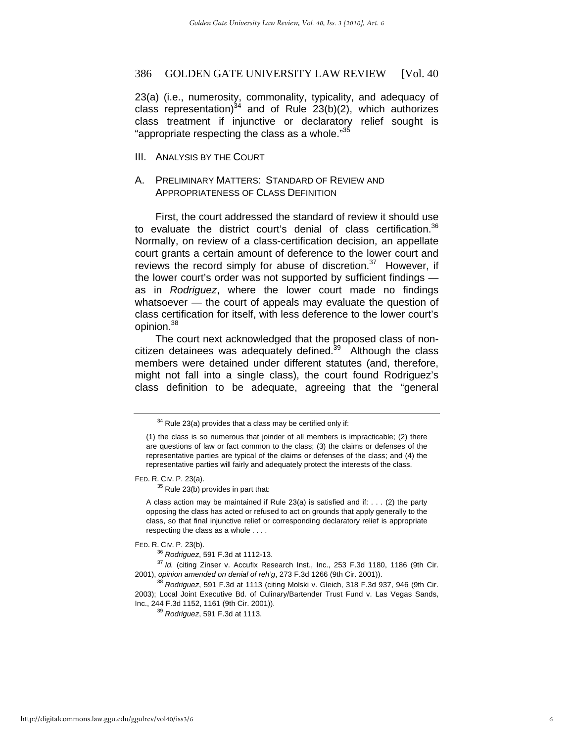23(a) (i.e., numerosity, commonality, typicality, and adequacy of class representation)[34] and of Rule 23(b)(2), which authorizes class treatment if injunctive or declaratory relief sought is "appropriate respecting the class as a whole."[35]

## III. ANALYSIS BY THE COURT

### A. PRELIMINARY MATTERS: STANDARD OF REVIEW AND APPROPRIATENESS OF CLASS DEFINITION

First, the court addressed the standard of review it should use to evaluate the district court's denial of class certification.[36] Normally, on review of a class-certification decision, an appellate court grants a certain amount of deference to the lower court and reviews the record simply for abuse of discretion.[37] However, if the lower court's order was not supported by sufficient findings — as in *Rodriguez*, where the lower court made no findings whatsoever — the court of appeals may evaluate the question of class certification for itself, with less deference to the lower court's opinion.[38]

The court next acknowledged that the proposed class of non-citizen detainees was adequately defined.[39] Although the class members were detained under different statutes (and, therefore, might not fall into a single class), the court found Rodriguez's class definition to be adequate, agreeing that the "general

---

[34] Rule 23(a) provides that a class may be certified only if:

> (1) the class is so numerous that joinder of all members is impracticable; (2) there are questions of law or fact common to the class; (3) the claims or defenses of the representative parties are typical of the claims or defenses of the class; and (4) the representative parties will fairly and adequately protect the interests of the class.

FED. R. CIV. P. 23(a).

[35] Rule 23(b) provides in part that:

> A class action may be maintained if Rule 23(a) is satisfied and if: . . . (2) the party opposing the class has acted or refused to act on grounds that apply generally to the class, so that final injunctive relief or corresponding declaratory relief is appropriate respecting the class as a whole . . . .

FED. R. CIV. P. 23(b).

[36] *Rodriguez*, 591 F.3d at 1112-13.

[37] *Id.* (citing Zinser v. Accufix Research Inst., Inc., 253 F.3d 1180, 1186 (9th Cir. 2001), *opinion amended on denial of reh'g*, 273 F.3d 1266 (9th Cir. 2001)).

[38] *Rodriguez*, 591 F.3d at 1113 (citing Molski v. Gleich, 318 F.3d 937, 946 (9th Cir. 2003); Local Joint Executive Bd. of Culinary/Bartender Trust Fund v. Las Vegas Sands, Inc., 244 F.3d 1152, 1161 (9th Cir. 2001)).

[39] *Rodriguez*, 591 F.3d at 1113.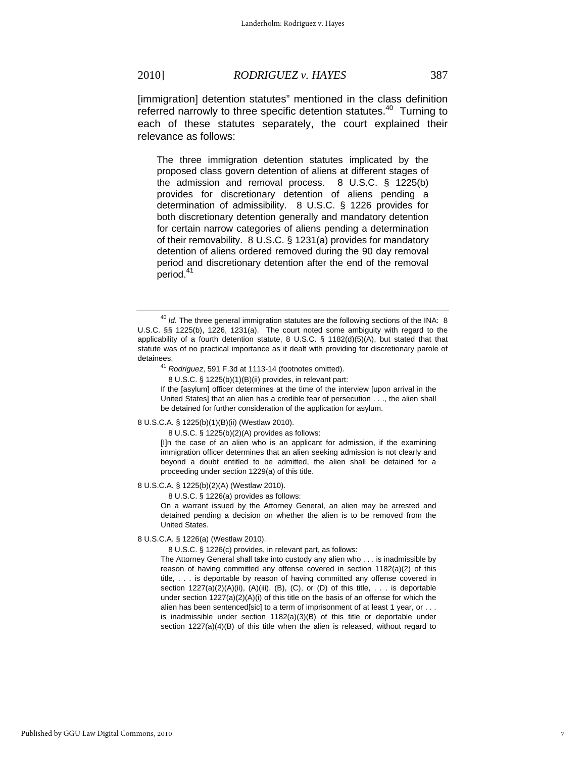[immigration] detention statutes" mentioned in the class definition referred narrowly to three specific detention statutes.[40] Turning to each of these statutes separately, the court explained their relevance as follows:

> The three immigration detention statutes implicated by the proposed class govern detention of aliens at different stages of the admission and removal process. 8 U.S.C. § 1225(b) provides for discretionary detention of aliens pending a determination of admissibility. 8 U.S.C. § 1226 provides for both discretionary detention generally and mandatory detention for certain narrow categories of aliens pending a determination of their removability. 8 U.S.C. § 1231(a) provides for mandatory detention of aliens ordered removed during the 90 day removal period and discretionary detention after the end of the removal period.[41]

---

[40] *Id.* The three general immigration statutes are the following sections of the INA: 8 U.S.C. §§ 1225(b), 1226, 1231(a). The court noted some ambiguity with regard to the applicability of a fourth detention statute, 8 U.S.C. § 1182(d)(5)(A), but stated that that statute was of no practical importance as it dealt with providing for discretionary parole of detainees.

[41] *Rodriguez*, 591 F.3d at 1113-14 (footnotes omitted).

8 U.S.C. § 1225(b)(1)(B)(ii) provides, in relevant part:

> If the [asylum] officer determines at the time of the interview [upon arrival in the United States] that an alien has a credible fear of persecution . . ., the alien shall be detained for further consideration of the application for asylum.

8 U.S.C.A. § 1225(b)(1)(B)(ii) (Westlaw 2010).

8 U.S.C. § 1225(b)(2)(A) provides as follows:

> [I]n the case of an alien who is an applicant for admission, if the examining immigration officer determines that an alien seeking admission is not clearly and beyond a doubt entitled to be admitted, the alien shall be detained for a proceeding under section 1229(a) of this title.

8 U.S.C.A. § 1225(b)(2)(A) (Westlaw 2010).

8 U.S.C. § 1226(a) provides as follows:

> On a warrant issued by the Attorney General, an alien may be arrested and detained pending a decision on whether the alien is to be removed from the United States.

8 U.S.C.A. § 1226(a) (Westlaw 2010).

8 U.S.C. § 1226(c) provides, in relevant part, as follows:

> The Attorney General shall take into custody any alien who . . . is inadmissible by reason of having committed any offense covered in section 1182(a)(2) of this title, . . . is deportable by reason of having committed any offense covered in section 1227(a)(2)(A)(ii), (A)(iii), (B), (C), or (D) of this title, . . . is deportable under section 1227(a)(2)(A)(i) of this title on the basis of an offense for which the alien has been sentenced[sic] to a term of imprisonment of at least 1 year, or . . . is inadmissible under section 1182(a)(3)(B) of this title or deportable under section 1227(a)(4)(B) of this title when the alien is released, without regard to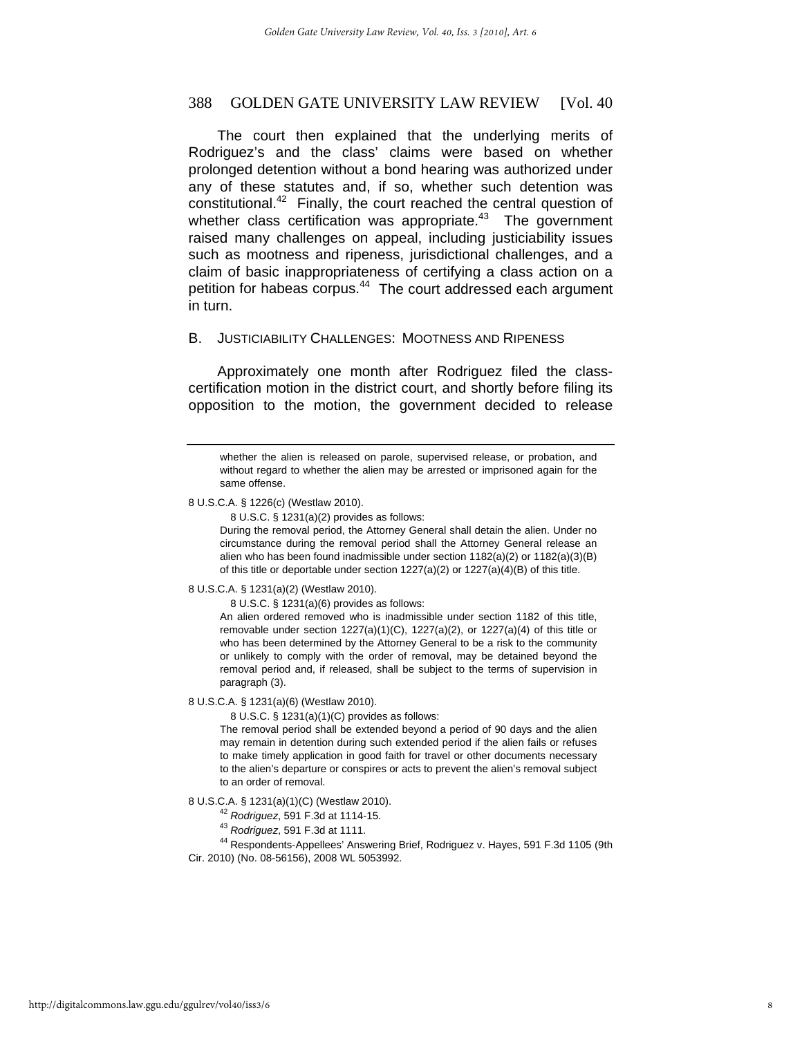The court then explained that the underlying merits of Rodriguez's and the class' claims were based on whether prolonged detention without a bond hearing was authorized under any of these statutes and, if so, whether such detention was constitutional.[42] Finally, the court reached the central question of whether class certification was appropriate.[43] The government raised many challenges on appeal, including justiciability issues such as mootness and ripeness, jurisdictional challenges, and a claim of basic inappropriateness of certifying a class action on a petition for habeas corpus.[44] The court addressed each argument in turn.

## B. JUSTICIABILITY CHALLENGES: MOOTNESS AND RIPENESS

Approximately one month after Rodriguez filed the class-certification motion in the district court, and shortly before filing its opposition to the motion, the government decided to release

---

> whether the alien is released on parole, supervised release, or probation, and without regard to whether the alien may be arrested or imprisoned again for the same offense.

8 U.S.C.A. § 1226(c) (Westlaw 2010).

8 U.S.C. § 1231(a)(2) provides as follows:

> During the removal period, the Attorney General shall detain the alien. Under no circumstance during the removal period shall the Attorney General release an alien who has been found inadmissible under section 1182(a)(2) or 1182(a)(3)(B) of this title or deportable under section 1227(a)(2) or 1227(a)(4)(B) of this title.

8 U.S.C.A. § 1231(a)(2) (Westlaw 2010).

8 U.S.C. § 1231(a)(6) provides as follows:

> An alien ordered removed who is inadmissible under section 1182 of this title, removable under section 1227(a)(1)(C), 1227(a)(2), or 1227(a)(4) of this title or who has been determined by the Attorney General to be a risk to the community or unlikely to comply with the order of removal, may be detained beyond the removal period and, if released, shall be subject to the terms of supervision in paragraph (3).

8 U.S.C.A. § 1231(a)(6) (Westlaw 2010).

8 U.S.C. § 1231(a)(1)(C) provides as follows:

> The removal period shall be extended beyond a period of 90 days and the alien may remain in detention during such extended period if the alien fails or refuses to make timely application in good faith for travel or other documents necessary to the alien's departure or conspires or acts to prevent the alien's removal subject to an order of removal.

8 U.S.C.A. § 1231(a)(1)(C) (Westlaw 2010).

[42] *Rodriguez*, 591 F.3d at 1114-15.

[43] *Rodriguez*, 591 F.3d at 1111.

[44] Respondents-Appellees' Answering Brief, Rodriguez v. Hayes, 591 F.3d 1105 (9th Cir. 2010) (No. 08-56156), 2008 WL 5053992.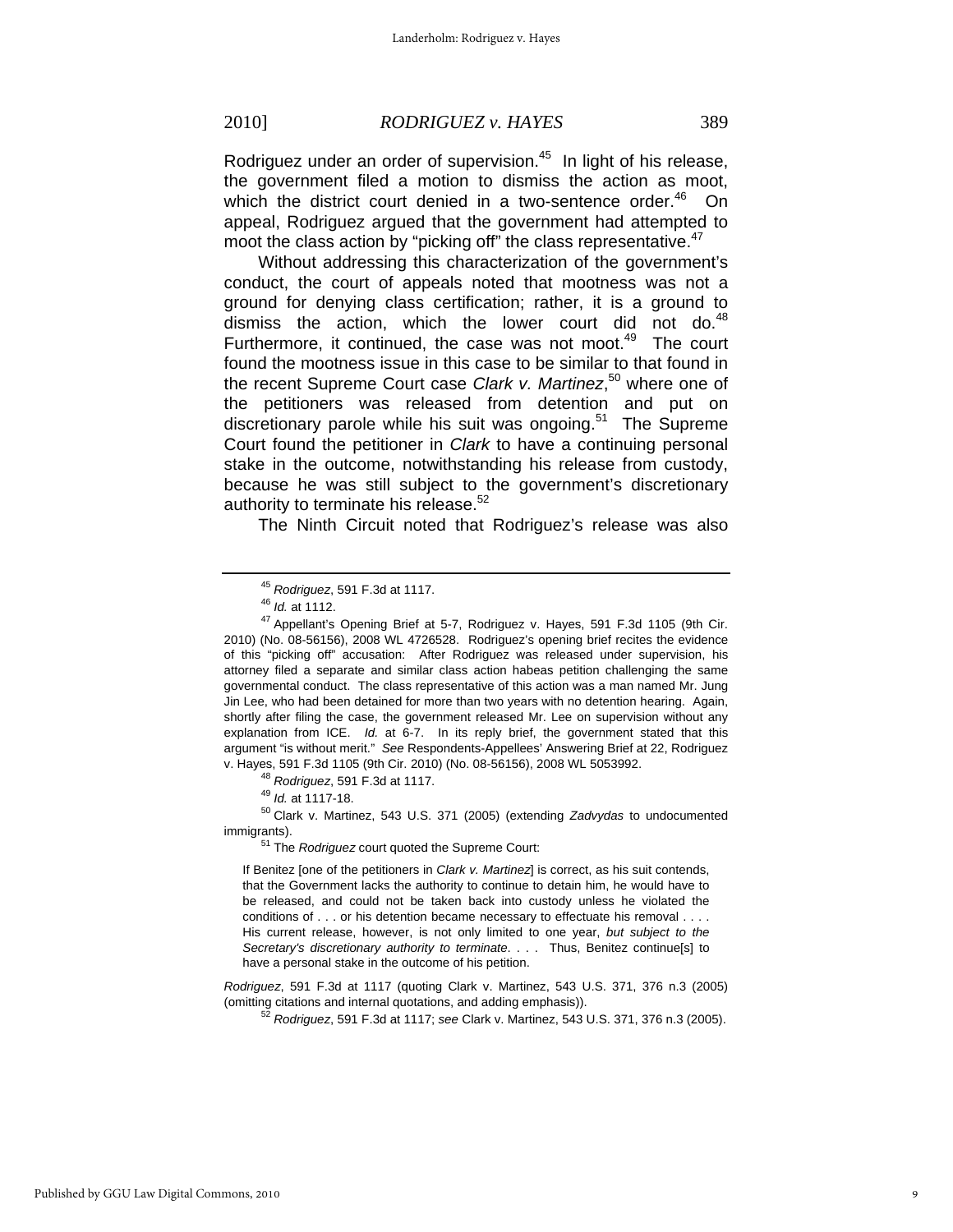Rodriguez under an order of supervision.[45] In light of his release, the government filed a motion to dismiss the action as moot, which the district court denied in a two-sentence order.[46] On appeal, Rodriguez argued that the government had attempted to moot the class action by "picking off" the class representative.[47]

Without addressing this characterization of the government's conduct, the court of appeals noted that mootness was not a ground for denying class certification; rather, it is a ground to dismiss the action, which the lower court did not do.[48] Furthermore, it continued, the case was not moot.[49] The court found the mootness issue in this case to be similar to that found in the recent Supreme Court case *Clark v. Martinez*,[50] where one of the petitioners was released from detention and put on discretionary parole while his suit was ongoing.[51] The Supreme Court found the petitioner in *Clark* to have a continuing personal stake in the outcome, notwithstanding his release from custody, because he was still subject to the government's discretionary authority to terminate his release.[52]

The Ninth Circuit noted that Rodriguez's release was also

---

[45] *Rodriguez*, 591 F.3d at 1117.

[46] *Id.* at 1112.

[47] Appellant's Opening Brief at 5-7, Rodriguez v. Hayes, 591 F.3d 1105 (9th Cir. 2010) (No. 08-56156), 2008 WL 4726528. Rodriguez's opening brief recites the evidence of this "picking off" accusation: After Rodriguez was released under supervision, his attorney filed a separate and similar class action habeas petition challenging the same governmental conduct. The class representative of this action was a man named Mr. Jung Jin Lee, who had been detained for more than two years with no detention hearing. Again, shortly after filing the case, the government released Mr. Lee on supervision without any explanation from ICE. *Id.* at 6-7. In its reply brief, the government stated that this argument "is without merit." *See* Respondents-Appellees' Answering Brief at 22, Rodriguez v. Hayes, 591 F.3d 1105 (9th Cir. 2010) (No. 08-56156), 2008 WL 5053992.

[48] *Rodriguez*, 591 F.3d at 1117.

[49] *Id.* at 1117-18.

[50] Clark v. Martinez, 543 U.S. 371 (2005) (extending *Zadvydas* to undocumented immigrants).

[51] The *Rodriguez* court quoted the Supreme Court:

> If Benitez [one of the petitioners in *Clark v. Martinez*] is correct, as his suit contends, that the Government lacks the authority to continue to detain him, he would have to be released, and could not be taken back into custody unless he violated the conditions of . . . or his detention became necessary to effectuate his removal . . . . His current release, however, is not only limited to one year, *but subject to the Secretary's discretionary authority to terminate*. . . . Thus, Benitez continue[s] to have a personal stake in the outcome of his petition.

*Rodriguez*, 591 F.3d at 1117 (quoting Clark v. Martinez, 543 U.S. 371, 376 n.3 (2005) (omitting citations and internal quotations, and adding emphasis)).

[52] *Rodriguez*, 591 F.3d at 1117; *see* Clark v. Martinez, 543 U.S. 371, 376 n.3 (2005).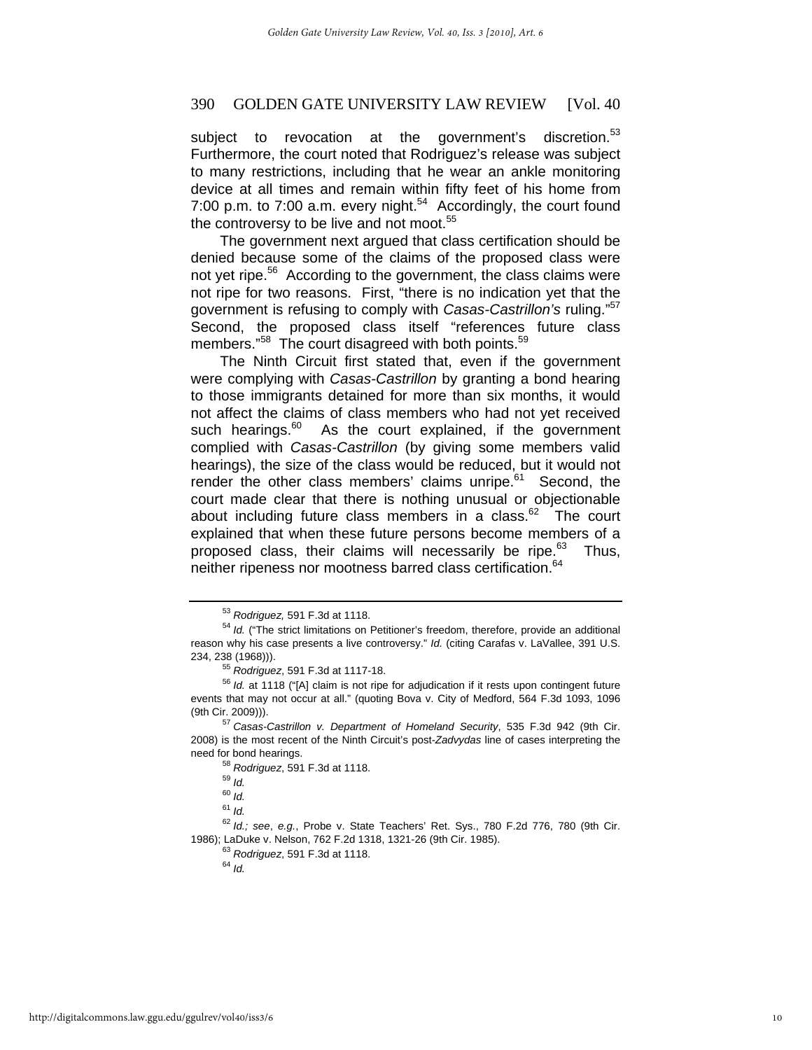subject to revocation at the government's discretion.[53] Furthermore, the court noted that Rodriguez's release was subject to many restrictions, including that he wear an ankle monitoring device at all times and remain within fifty feet of his home from 7:00 p.m. to 7:00 a.m. every night.[54] Accordingly, the court found the controversy to be live and not moot.[55]

The government next argued that class certification should be denied because some of the claims of the proposed class were not yet ripe.[56] According to the government, the class claims were not ripe for two reasons. First, "there is no indication yet that the government is refusing to comply with *Casas-Castrillon's* ruling."[57] Second, the proposed class itself "references future class members."[58] The court disagreed with both points.[59]

The Ninth Circuit first stated that, even if the government were complying with *Casas-Castrillon* by granting a bond hearing to those immigrants detained for more than six months, it would not affect the claims of class members who had not yet received such hearings.[60] As the court explained, if the government complied with *Casas-Castrillon* (by giving some members valid hearings), the size of the class would be reduced, but it would not render the other class members' claims unripe.[61] Second, the court made clear that there is nothing unusual or objectionable about including future class members in a class.[62] The court explained that when these future persons become members of a proposed class, their claims will necessarily be ripe.[63] Thus, neither ripeness nor mootness barred class certification.[64]

---

[53] *Rodriguez,* 591 F.3d at 1118.

[54] *Id.* ("The strict limitations on Petitioner's freedom, therefore, provide an additional reason why his case presents a live controversy." *Id.* (citing Carafas v. LaVallee, 391 U.S. 234, 238 (1968))).

[55] *Rodriguez*, 591 F.3d at 1117-18.

[56] *Id.* at 1118 ("[A] claim is not ripe for adjudication if it rests upon contingent future events that may not occur at all." (quoting Bova v. City of Medford, 564 F.3d 1093, 1096 (9th Cir. 2009))).

[57] *Casas-Castrillon v. Department of Homeland Security*, 535 F.3d 942 (9th Cir. 2008) is the most recent of the Ninth Circuit's post-*Zadvydas* line of cases interpreting the need for bond hearings.

[58] *Rodriguez*, 591 F.3d at 1118.

[59] *Id.*

[60] *Id.*

[61] *Id.*

[62] *Id.; see*, *e.g.*, Probe v. State Teachers' Ret. Sys., 780 F.2d 776, 780 (9th Cir. 1986); LaDuke v. Nelson, 762 F.2d 1318, 1321-26 (9th Cir. 1985).

[63] *Rodriguez*, 591 F.3d at 1118.

[64] *Id.*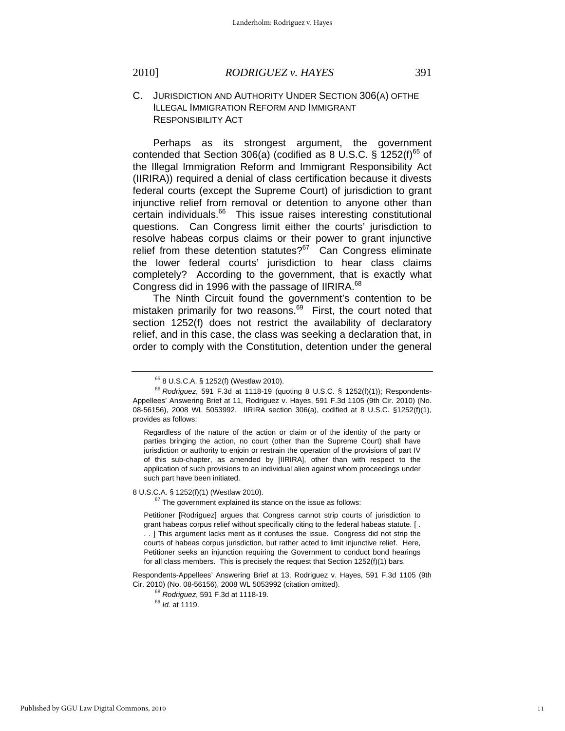### C. JURISDICTION AND AUTHORITY UNDER SECTION 306(A) OFTHE ILLEGAL IMMIGRATION REFORM AND IMMIGRANT RESPONSIBILITY ACT

Perhaps as its strongest argument, the government contended that Section 306(a) (codified as 8 U.S.C. § 1252(f)[65] of the Illegal Immigration Reform and Immigrant Responsibility Act (IIRIRA)) required a denial of class certification because it divests federal courts (except the Supreme Court) of jurisdiction to grant injunctive relief from removal or detention to anyone other than certain individuals.[66] This issue raises interesting constitutional questions. Can Congress limit either the courts' jurisdiction to resolve habeas corpus claims or their power to grant injunctive relief from these detention statutes?[67] Can Congress eliminate the lower federal courts' jurisdiction to hear class claims completely? According to the government, that is exactly what Congress did in 1996 with the passage of IIRIRA.[68]

The Ninth Circuit found the government's contention to be mistaken primarily for two reasons.[69] First, the court noted that section 1252(f) does not restrict the availability of declaratory relief, and in this case, the class was seeking a declaration that, in order to comply with the Constitution, detention under the general

---

[65] 8 U.S.C.A. § 1252(f) (Westlaw 2010).

[66] *Rodriguez*, 591 F.3d at 1118-19 (quoting 8 U.S.C. § 1252(f)(1)); Respondents-Appellees' Answering Brief at 11, Rodriguez v. Hayes, 591 F.3d 1105 (9th Cir. 2010) (No. 08-56156), 2008 WL 5053992. IIRIRA section 306(a), codified at 8 U.S.C. §1252(f)(1), provides as follows:

> Regardless of the nature of the action or claim or of the identity of the party or parties bringing the action, no court (other than the Supreme Court) shall have jurisdiction or authority to enjoin or restrain the operation of the provisions of part IV of this sub-chapter, as amended by [IIRIRA], other than with respect to the application of such provisions to an individual alien against whom proceedings under such part have been initiated.

8 U.S.C.A. § 1252(f)(1) (Westlaw 2010).

[67] The government explained its stance on the issue as follows:

> Petitioner [Rodriguez] argues that Congress cannot strip courts of jurisdiction to grant habeas corpus relief without specifically citing to the federal habeas statute. [ . . . ] This argument lacks merit as it confuses the issue. Congress did not strip the courts of habeas corpus jurisdiction, but rather acted to limit injunctive relief. Here, Petitioner seeks an injunction requiring the Government to conduct bond hearings for all class members. This is precisely the request that Section 1252(f)(1) bars.

Respondents-Appellees' Answering Brief at 13, Rodriguez v. Hayes, 591 F.3d 1105 (9th Cir. 2010) (No. 08-56156), 2008 WL 5053992 (citation omitted).

[68] *Rodriguez*, 591 F.3d at 1118-19.

[69] *Id.* at 1119.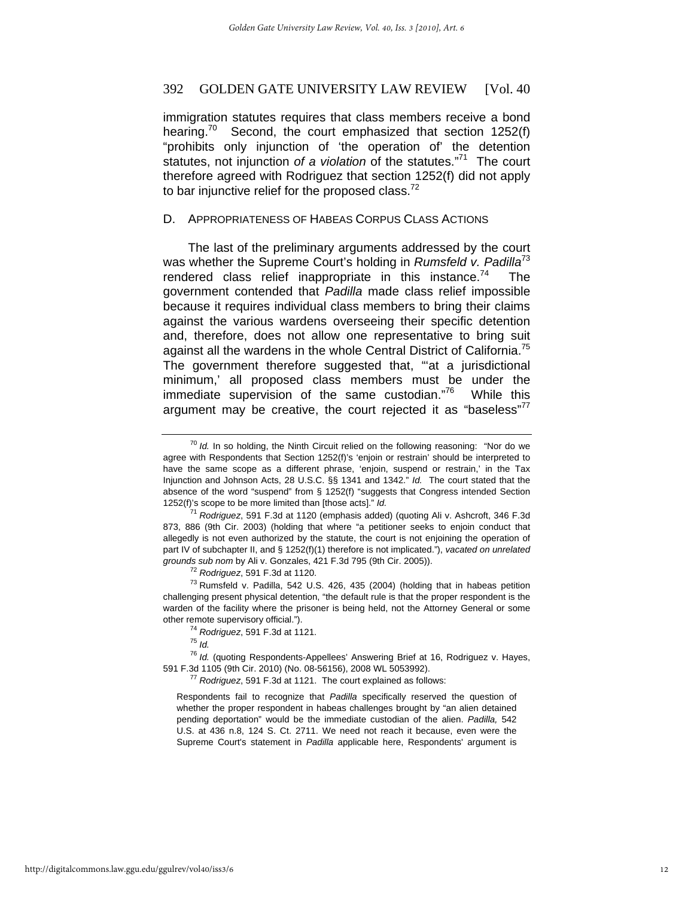immigration statutes requires that class members receive a bond hearing.[70] Second, the court emphasized that section 1252(f) "prohibits only injunction of 'the operation of' the detention statutes, not injunction *of a violation* of the statutes."[71] The court therefore agreed with Rodriguez that section 1252(f) did not apply to bar injunctive relief for the proposed class.[72]

### D. Appropriateness of Habeas Corpus Class Actions

The last of the preliminary arguments addressed by the court was whether the Supreme Court's holding in *Rumsfeld v. Padilla*[73] rendered class relief inappropriate in this instance.[74] The government contended that *Padilla* made class relief impossible because it requires individual class members to bring their claims against the various wardens overseeing their specific detention and, therefore, does not allow one representative to bring suit against all the wardens in the whole Central District of California.[75] The government therefore suggested that, "'at a jurisdictional minimum,' all proposed class members must be under the immediate supervision of the same custodian."[76] While this argument may be creative, the court rejected it as "baseless"[77]

---

[70] *Id.* In so holding, the Ninth Circuit relied on the following reasoning: "Nor do we agree with Respondents that Section 1252(f)'s 'enjoin or restrain' should be interpreted to have the same scope as a different phrase, 'enjoin, suspend or restrain,' in the Tax Injunction and Johnson Acts, 28 U.S.C. §§ 1341 and 1342." *Id.* The court stated that the absence of the word "suspend" from § 1252(f) "suggests that Congress intended Section 1252(f)'s scope to be more limited than [those acts]." *Id.*

[71] *Rodriguez*, 591 F.3d at 1120 (emphasis added) (quoting Ali v. Ashcroft, 346 F.3d 873, 886 (9th Cir. 2003) (holding that where "a petitioner seeks to enjoin conduct that allegedly is not even authorized by the statute, the court is not enjoining the operation of part IV of subchapter II, and § 1252(f)(1) therefore is not implicated."), *vacated on unrelated grounds sub nom* by Ali v. Gonzales, 421 F.3d 795 (9th Cir. 2005)).

[72] *Rodriguez*, 591 F.3d at 1120.

[73] Rumsfeld v. Padilla, 542 U.S. 426, 435 (2004) (holding that in habeas petition challenging present physical detention, "the default rule is that the proper respondent is the warden of the facility where the prisoner is being held, not the Attorney General or some other remote supervisory official.").

[74] *Rodriguez*, 591 F.3d at 1121.

[75] *Id.*

[76] *Id.* (quoting Respondents-Appellees' Answering Brief at 16, Rodriguez v. Hayes, 591 F.3d 1105 (9th Cir. 2010) (No. 08-56156), 2008 WL 5053992).

[77] *Rodriguez*, 591 F.3d at 1121. The court explained as follows:

> Respondents fail to recognize that *Padilla* specifically reserved the question of whether the proper respondent in habeas challenges brought by "an alien detained pending deportation" would be the immediate custodian of the alien. *Padilla,* 542 U.S. at 436 n.8, 124 S. Ct. 2711. We need not reach it because, even were the Supreme Court's statement in *Padilla* applicable here, Respondents' argument is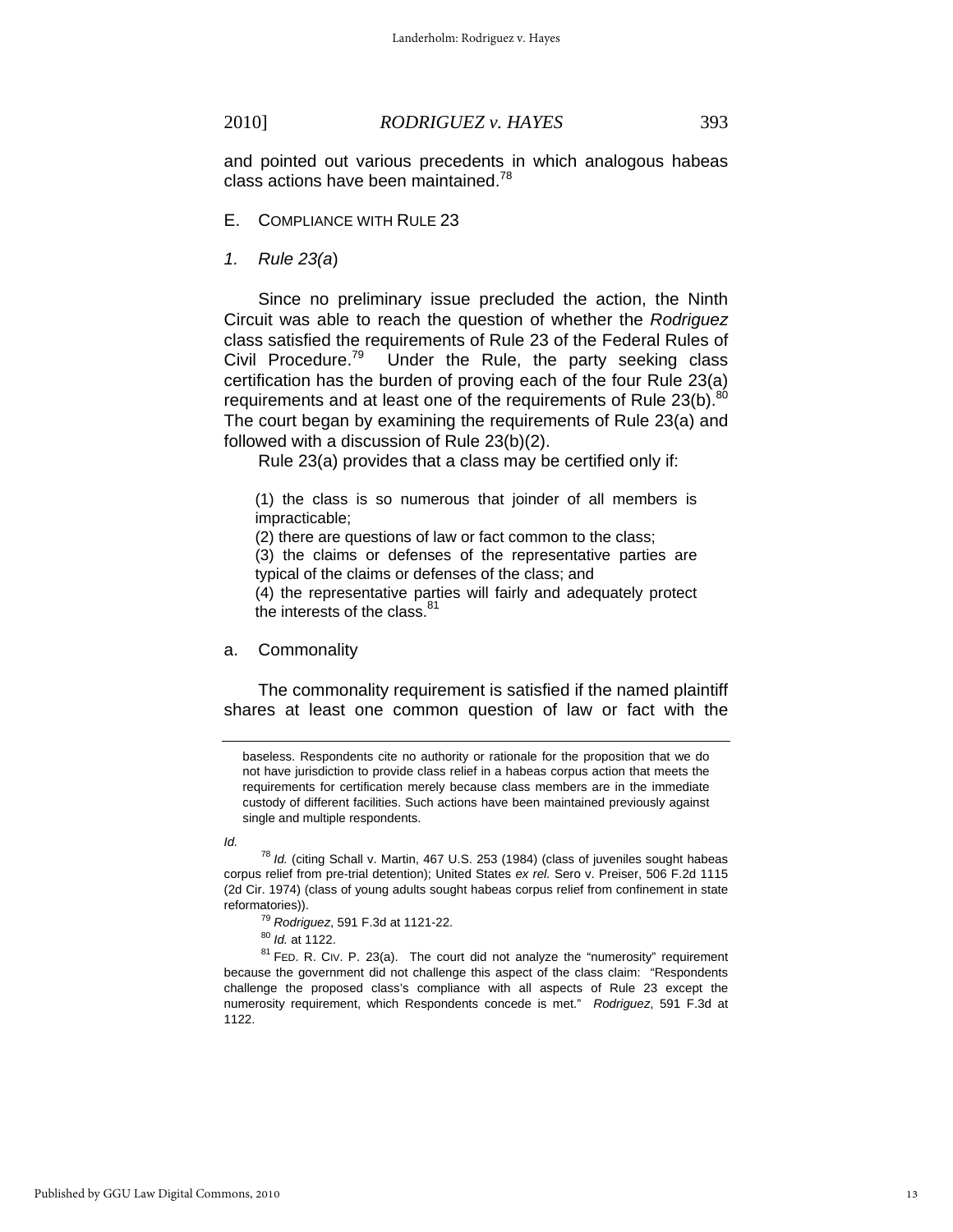and pointed out various precedents in which analogous habeas class actions have been maintained.[78]

## E. COMPLIANCE WITH RULE 23

### 1. *Rule 23(a)*

Since no preliminary issue precluded the action, the Ninth Circuit was able to reach the question of whether the *Rodriguez* class satisfied the requirements of Rule 23 of the Federal Rules of Civil Procedure.[79] Under the Rule, the party seeking class certification has the burden of proving each of the four Rule 23(a) requirements and at least one of the requirements of Rule 23(b).[80] The court began by examining the requirements of Rule 23(a) and followed with a discussion of Rule 23(b)(2).

Rule 23(a) provides that a class may be certified only if:

> (1) the class is so numerous that joinder of all members is impracticable;
> (2) there are questions of law or fact common to the class;
> (3) the claims or defenses of the representative parties are typical of the claims or defenses of the class; and
> (4) the representative parties will fairly and adequately protect the interests of the class.[81]

#### a. Commonality

The commonality requirement is satisfied if the named plaintiff shares at least one common question of law or fact with the

---

> baseless. Respondents cite no authority or rationale for the proposition that we do not have jurisdiction to provide class relief in a habeas corpus action that meets the requirements for certification merely because class members are in the immediate custody of different facilities. Such actions have been maintained previously against single and multiple respondents.

*Id.*

[78] *Id.* (citing Schall v. Martin, 467 U.S. 253 (1984) (class of juveniles sought habeas corpus relief from pre-trial detention); United States *ex rel.* Sero v. Preiser, 506 F.2d 1115 (2d Cir. 1974) (class of young adults sought habeas corpus relief from confinement in state reformatories)).

[79] *Rodriguez*, 591 F.3d at 1121-22.

[80] *Id.* at 1122.

[81] FED. R. CIV. P. 23(a). The court did not analyze the "numerosity" requirement because the government did not challenge this aspect of the class claim: "Respondents challenge the proposed class's compliance with all aspects of Rule 23 except the numerosity requirement, which Respondents concede is met." *Rodriguez*, 591 F.3d at 1122.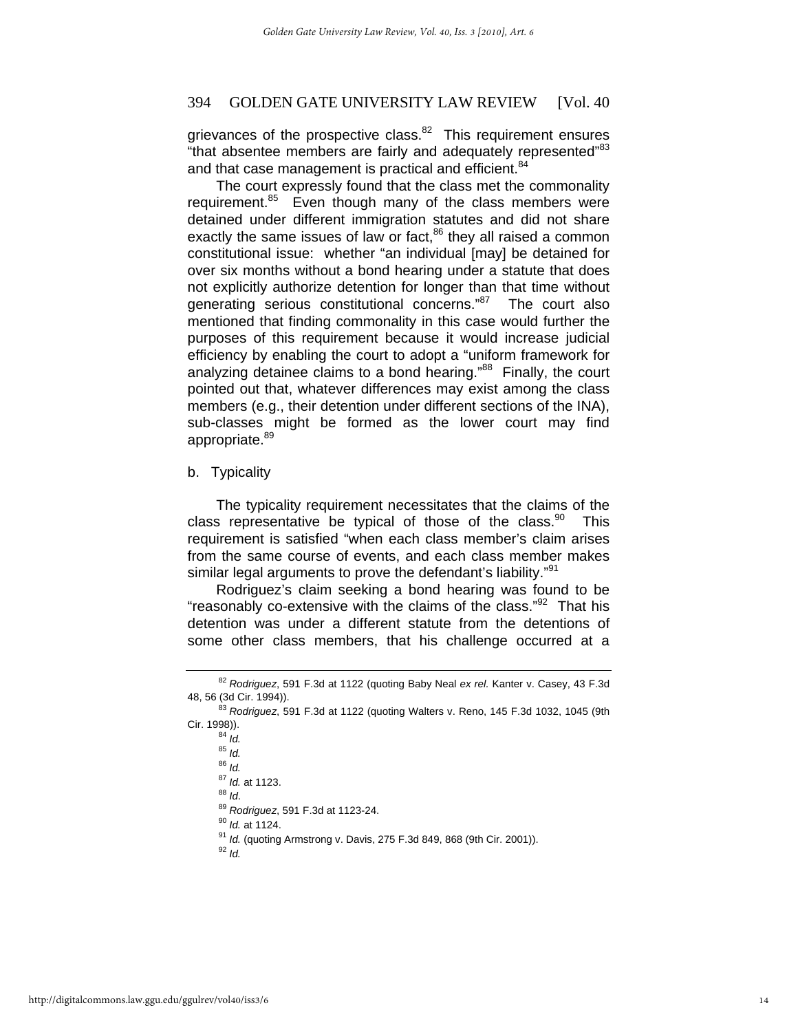grievances of the prospective class.[82] This requirement ensures "that absentee members are fairly and adequately represented"[83] and that case management is practical and efficient.[84]

The court expressly found that the class met the commonality requirement.[85] Even though many of the class members were detained under different immigration statutes and did not share exactly the same issues of law or fact,[86] they all raised a common constitutional issue: whether "an individual [may] be detained for over six months without a bond hearing under a statute that does not explicitly authorize detention for longer than that time without generating serious constitutional concerns."[87] The court also mentioned that finding commonality in this case would further the purposes of this requirement because it would increase judicial efficiency by enabling the court to adopt a "uniform framework for analyzing detainee claims to a bond hearing."[88] Finally, the court pointed out that, whatever differences may exist among the class members (e.g., their detention under different sections of the INA), sub-classes might be formed as the lower court may find appropriate.[89]

b. Typicality

The typicality requirement necessitates that the claims of the class representative be typical of those of the class.[90] This requirement is satisfied "when each class member's claim arises from the same course of events, and each class member makes similar legal arguments to prove the defendant's liability."[91]

Rodriguez's claim seeking a bond hearing was found to be "reasonably co-extensive with the claims of the class."[92] That his detention was under a different statute from the detentions of some other class members, that his challenge occurred at a

---

[82] *Rodriguez*, 591 F.3d at 1122 (quoting Baby Neal *ex rel.* Kanter v. Casey, 43 F.3d 48, 56 (3d Cir. 1994)).

[83] *Rodriguez*, 591 F.3d at 1122 (quoting Walters v. Reno, 145 F.3d 1032, 1045 (9th Cir. 1998)).

[84] *Id.*

[85] *Id.*

[86] *Id.*

[87] *Id.* at 1123.

[88] *Id*.

[89] *Rodriguez*, 591 F.3d at 1123-24.

[90] *Id.* at 1124.

[91] *Id.* (quoting Armstrong v. Davis, 275 F.3d 849, 868 (9th Cir. 2001)).

[92] *Id.*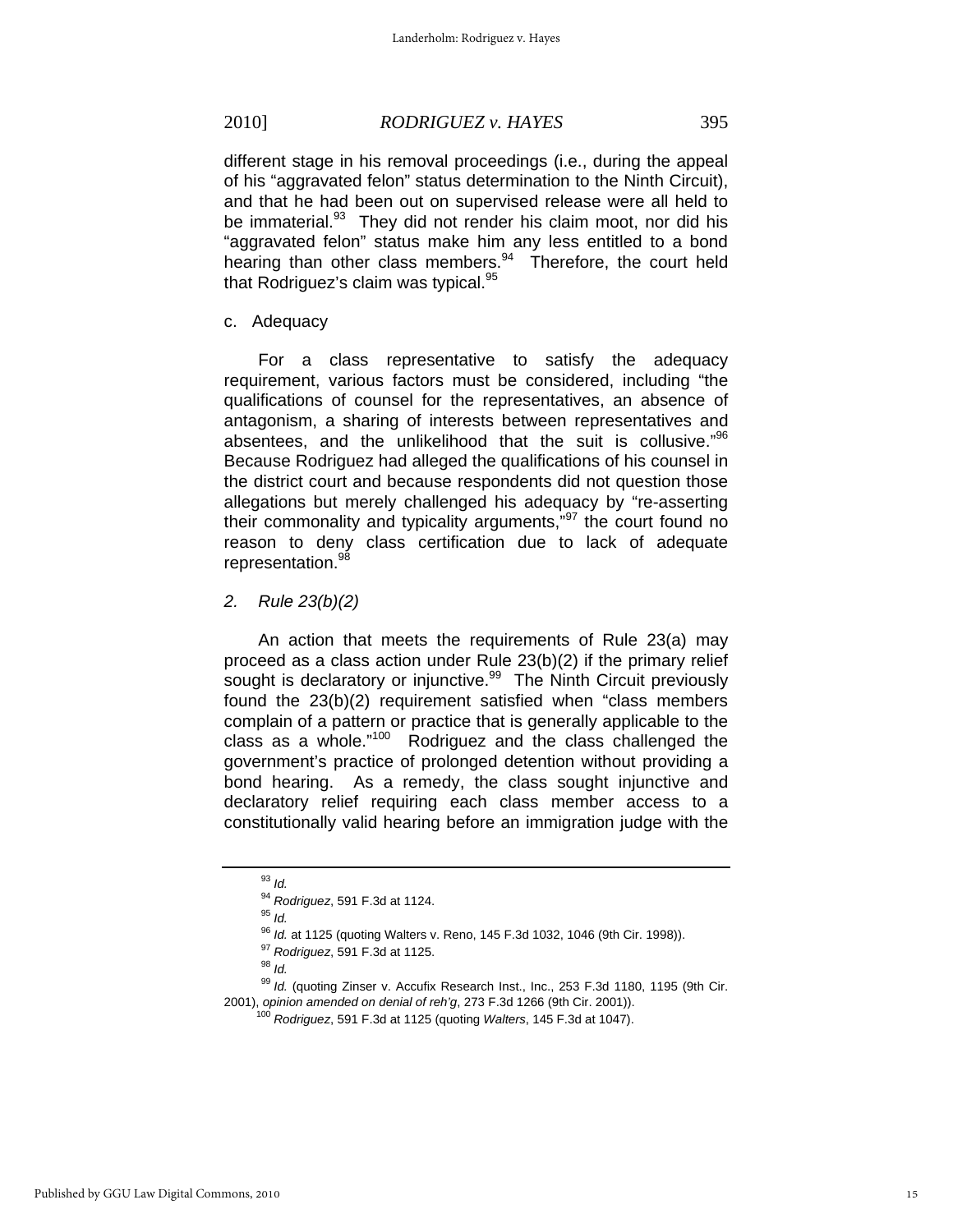different stage in his removal proceedings (i.e., during the appeal of his "aggravated felon" status determination to the Ninth Circuit), and that he had been out on supervised release were all held to be immaterial.[93] They did not render his claim moot, nor did his "aggravated felon" status make him any less entitled to a bond hearing than other class members.[94] Therefore, the court held that Rodriguez's claim was typical.[95]

c. Adequacy

For a class representative to satisfy the adequacy requirement, various factors must be considered, including "the qualifications of counsel for the representatives, an absence of antagonism, a sharing of interests between representatives and absentees, and the unlikelihood that the suit is collusive."[96] Because Rodriguez had alleged the qualifications of his counsel in the district court and because respondents did not question those allegations but merely challenged his adequacy by "re-asserting their commonality and typicality arguments,"[97] the court found no reason to deny class certification due to lack of adequate representation.[98]

*2. Rule 23(b)(2)*

An action that meets the requirements of Rule 23(a) may proceed as a class action under Rule 23(b)(2) if the primary relief sought is declaratory or injunctive.[99] The Ninth Circuit previously found the 23(b)(2) requirement satisfied when "class members complain of a pattern or practice that is generally applicable to the class as a whole."[100] Rodriguez and the class challenged the government's practice of prolonged detention without providing a bond hearing. As a remedy, the class sought injunctive and declaratory relief requiring each class member access to a constitutionally valid hearing before an immigration judge with the

---

[93] *Id.*

[94] *Rodriguez*, 591 F.3d at 1124.

[95] *Id.*

[96] *Id.* at 1125 (quoting Walters v. Reno, 145 F.3d 1032, 1046 (9th Cir. 1998)).

[97] *Rodriguez*, 591 F.3d at 1125.

[98] *Id.*

[99] *Id.* (quoting Zinser v. Accufix Research Inst., Inc., 253 F.3d 1180, 1195 (9th Cir. 2001), *opinion amended on denial of reh'g*, 273 F.3d 1266 (9th Cir. 2001)).

[100] *Rodriguez*, 591 F.3d at 1125 (quoting *Walters*, 145 F.3d at 1047).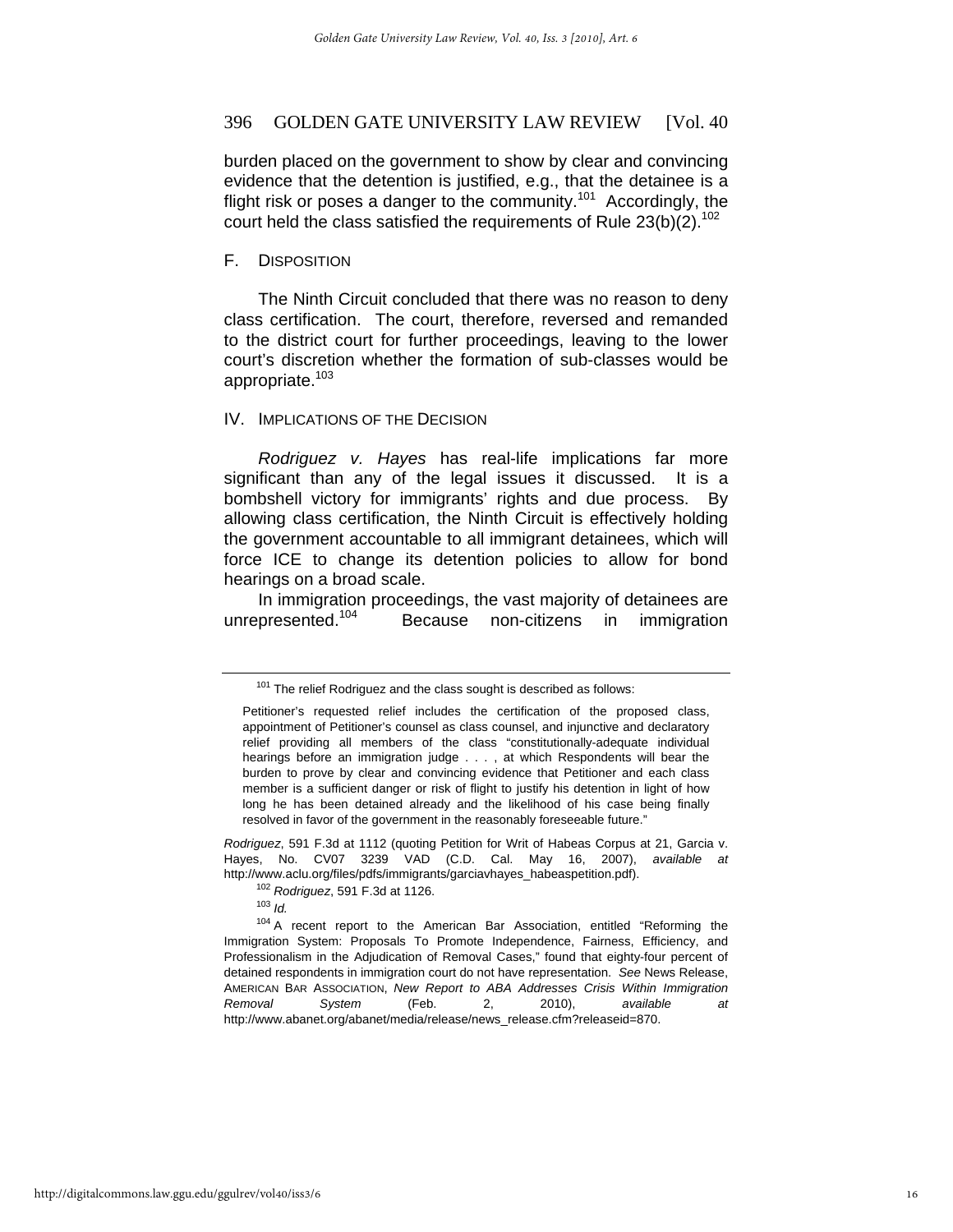burden placed on the government to show by clear and convincing evidence that the detention is justified, e.g., that the detainee is a flight risk or poses a danger to the community.[101] Accordingly, the court held the class satisfied the requirements of Rule 23(b)(2).[102]

### F. Disposition

The Ninth Circuit concluded that there was no reason to deny class certification. The court, therefore, reversed and remanded to the district court for further proceedings, leaving to the lower court's discretion whether the formation of sub-classes would be appropriate.[103]

## IV. Implications of the Decision

*Rodriguez v. Hayes* has real-life implications far more significant than any of the legal issues it discussed. It is a bombshell victory for immigrants' rights and due process. By allowing class certification, the Ninth Circuit is effectively holding the government accountable to all immigrant detainees, which will force ICE to change its detention policies to allow for bond hearings on a broad scale.

In immigration proceedings, the vast majority of detainees are unrepresented.[104] Because non-citizens in immigration

---

[101] The relief Rodriguez and the class sought is described as follows:

> Petitioner's requested relief includes the certification of the proposed class, appointment of Petitioner's counsel as class counsel, and injunctive and declaratory relief providing all members of the class "constitutionally-adequate individual hearings before an immigration judge . . . , at which Respondents will bear the burden to prove by clear and convincing evidence that Petitioner and each class member is a sufficient danger or risk of flight to justify his detention in light of how long he has been detained already and the likelihood of his case being finally resolved in favor of the government in the reasonably foreseeable future."

*Rodriguez*, 591 F.3d at 1112 (quoting Petition for Writ of Habeas Corpus at 21, Garcia v. Hayes, No. CV07 3239 VAD (C.D. Cal. May 16, 2007), *available at* http://www.aclu.org/files/pdfs/immigrants/garciavhayes_habeaspetition.pdf).

[102] *Rodriguez*, 591 F.3d at 1126.

[103] *Id.*

[104] A recent report to the American Bar Association, entitled "Reforming the Immigration System: Proposals To Promote Independence, Fairness, Efficiency, and Professionalism in the Adjudication of Removal Cases," found that eighty-four percent of detained respondents in immigration court do not have representation. *See* News Release, American Bar Association, *New Report to ABA Addresses Crisis Within Immigration Removal System* (Feb. 2, 2010), *available at* http://www.abanet.org/abanet/media/release/news_release.cfm?releaseid=870.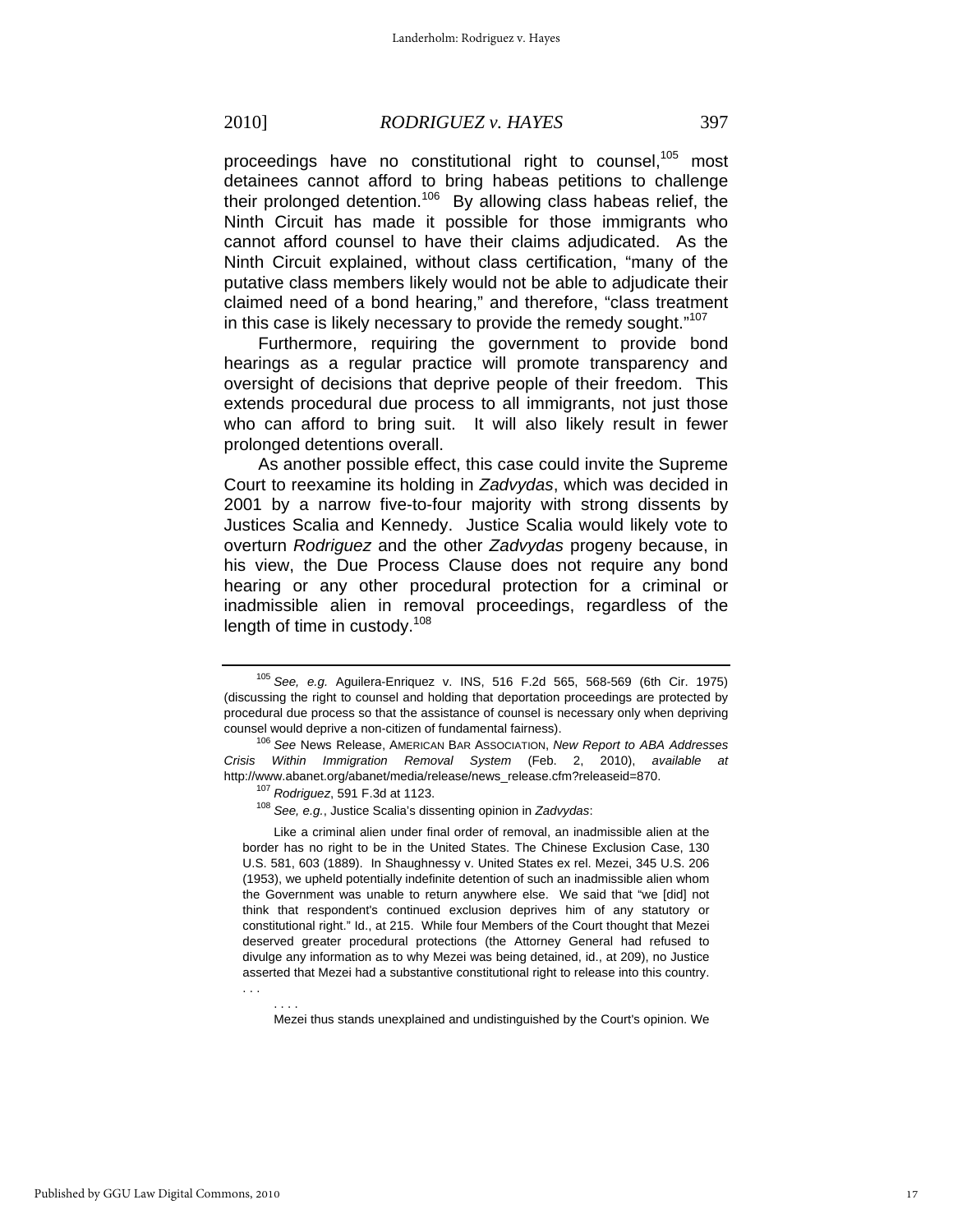proceedings have no constitutional right to counsel,[105] most detainees cannot afford to bring habeas petitions to challenge their prolonged detention.[106] By allowing class habeas relief, the Ninth Circuit has made it possible for those immigrants who cannot afford counsel to have their claims adjudicated. As the Ninth Circuit explained, without class certification, "many of the putative class members likely would not be able to adjudicate their claimed need of a bond hearing," and therefore, "class treatment in this case is likely necessary to provide the remedy sought."[107]

Furthermore, requiring the government to provide bond hearings as a regular practice will promote transparency and oversight of decisions that deprive people of their freedom. This extends procedural due process to all immigrants, not just those who can afford to bring suit. It will also likely result in fewer prolonged detentions overall.

As another possible effect, this case could invite the Supreme Court to reexamine its holding in *Zadvydas*, which was decided in 2001 by a narrow five-to-four majority with strong dissents by Justices Scalia and Kennedy. Justice Scalia would likely vote to overturn *Rodriguez* and the other *Zadvydas* progeny because, in his view, the Due Process Clause does not require any bond hearing or any other procedural protection for a criminal or inadmissible alien in removal proceedings, regardless of the length of time in custody.[108]

---

[105] *See, e.g.* Aguilera-Enriquez v. INS, 516 F.2d 565, 568-569 (6th Cir. 1975) (discussing the right to counsel and holding that deportation proceedings are protected by procedural due process so that the assistance of counsel is necessary only when depriving counsel would deprive a non-citizen of fundamental fairness).

[106] *See* News Release, AMERICAN BAR ASSOCIATION, *New Report to ABA Addresses Crisis Within Immigration Removal System* (Feb. 2, 2010), *available at* http://www.abanet.org/abanet/media/release/news_release.cfm?releaseid=870.

[107] *Rodriguez*, 591 F.3d at 1123.

[108] *See, e.g.*, Justice Scalia's dissenting opinion in *Zadvydas*:

> Like a criminal alien under final order of removal, an inadmissible alien at the border has no right to be in the United States. The Chinese Exclusion Case, 130 U.S. 581, 603 (1889). In Shaughnessy v. United States ex rel. Mezei, 345 U.S. 206 (1953), we upheld potentially indefinite detention of such an inadmissible alien whom the Government was unable to return anywhere else. We said that "we [did] not think that respondent's continued exclusion deprives him of any statutory or constitutional right." Id., at 215. While four Members of the Court thought that Mezei deserved greater procedural protections (the Attorney General had refused to divulge any information as to why Mezei was being detained, id., at 209), no Justice asserted that Mezei had a substantive constitutional right to release into this country. . . .
>
> . . . .
>
> Mezei thus stands unexplained and undistinguished by the Court's opinion. We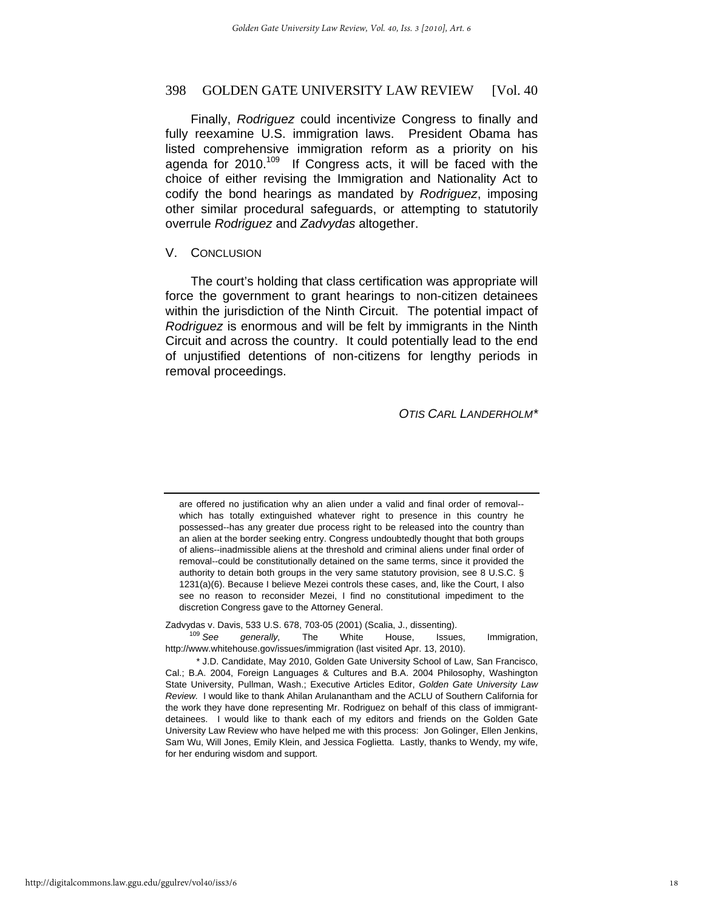Finally, *Rodriguez* could incentivize Congress to finally and fully reexamine U.S. immigration laws. President Obama has listed comprehensive immigration reform as a priority on his agenda for 2010.[109] If Congress acts, it will be faced with the choice of either revising the Immigration and Nationality Act to codify the bond hearings as mandated by *Rodriguez*, imposing other similar procedural safeguards, or attempting to statutorily overrule *Rodriguez* and *Zadvydas* altogether.

## V. CONCLUSION

The court's holding that class certification was appropriate will force the government to grant hearings to non-citizen detainees within the jurisdiction of the Ninth Circuit. The potential impact of *Rodriguez* is enormous and will be felt by immigrants in the Ninth Circuit and across the country. It could potentially lead to the end of unjustified detentions of non-citizens for lengthy periods in removal proceedings.

*OTIS CARL LANDERHOLM\**

---

> are offered no justification why an alien under a valid and final order of removal--which has totally extinguished whatever right to presence in this country he possessed--has any greater due process right to be released into the country than an alien at the border seeking entry. Congress undoubtedly thought that both groups of aliens--inadmissible aliens at the threshold and criminal aliens under final order of removal--could be constitutionally detained on the same terms, since it provided the authority to detain both groups in the very same statutory provision, see 8 U.S.C. § 1231(a)(6). Because I believe Mezei controls these cases, and, like the Court, I also see no reason to reconsider Mezei, I find no constitutional impediment to the discretion Congress gave to the Attorney General.

Zadvydas v. Davis, 533 U.S. 678, 703-05 (2001) (Scalia, J., dissenting).

[109] *See generally,* The White House, Issues, Immigration, http://www.whitehouse.gov/issues/immigration (last visited Apr. 13, 2010).

\* J.D. Candidate, May 2010, Golden Gate University School of Law, San Francisco, Cal.; B.A. 2004, Foreign Languages & Cultures and B.A. 2004 Philosophy, Washington State University, Pullman, Wash.; Executive Articles Editor, *Golden Gate University Law Review.* I would like to thank Ahilan Arulanantham and the ACLU of Southern California for the work they have done representing Mr. Rodriguez on behalf of this class of immigrant-detainees. I would like to thank each of my editors and friends on the Golden Gate University Law Review who have helped me with this process: Jon Golinger, Ellen Jenkins, Sam Wu, Will Jones, Emily Klein, and Jessica Foglietta. Lastly, thanks to Wendy, my wife, for her enduring wisdom and support.